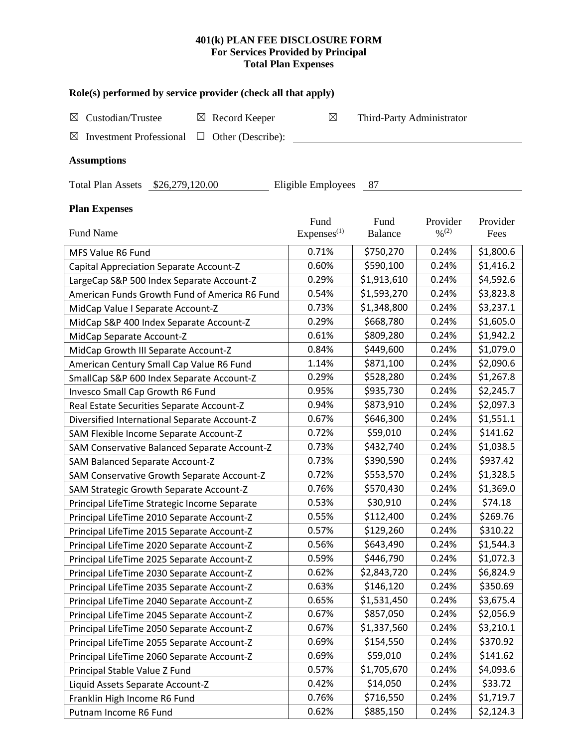**401(k) PLAN FEE DISCLOSURE FORM**
**For Services Provided by Principal**
**Total Plan Expenses**

### Role(s) performed by service provider (check all that apply)

☒ Custodian/Trustee ☒ Record Keeper ☒ Third-Party Administrator

☒ Investment Professional ☐ Other (Describe): ______________________

### Assumptions

Total Plan Assets $26,279,120.00 Eligible Employees 87

### Plan Expenses

| Fund Name | Fund Expenses[1] | Fund Balance | Provider %[2] | Provider Fees |
|---|---|---|---|---|
| MFS Value R6 Fund | 0.71% | $750,270 | 0.24% | $1,800.6 |
| Capital Appreciation Separate Account-Z | 0.60% | $590,100 | 0.24% | $1,416.2 |
| LargeCap S&P 500 Index Separate Account-Z | 0.29% | $1,913,610 | 0.24% | $4,592.6 |
| American Funds Growth Fund of America R6 Fund | 0.54% | $1,593,270 | 0.24% | $3,823.8 |
| MidCap Value I Separate Account-Z | 0.73% | $1,348,800 | 0.24% | $3,237.1 |
| MidCap S&P 400 Index Separate Account-Z | 0.29% | $668,780 | 0.24% | $1,605.0 |
| MidCap Separate Account-Z | 0.61% | $809,280 | 0.24% | $1,942.2 |
| MidCap Growth III Separate Account-Z | 0.84% | $449,600 | 0.24% | $1,079.0 |
| American Century Small Cap Value R6 Fund | 1.14% | $871,100 | 0.24% | $2,090.6 |
| SmallCap S&P 600 Index Separate Account-Z | 0.29% | $528,280 | 0.24% | $1,267.8 |
| Invesco Small Cap Growth R6 Fund | 0.95% | $935,730 | 0.24% | $2,245.7 |
| Real Estate Securities Separate Account-Z | 0.94% | $873,910 | 0.24% | $2,097.3 |
| Diversified International Separate Account-Z | 0.67% | $646,300 | 0.24% | $1,551.1 |
| SAM Flexible Income Separate Account-Z | 0.72% | $59,010 | 0.24% | $141.62 |
| SAM Conservative Balanced Separate Account-Z | 0.73% | $432,740 | 0.24% | $1,038.5 |
| SAM Balanced Separate Account-Z | 0.73% | $390,590 | 0.24% | $937.42 |
| SAM Conservative Growth Separate Account-Z | 0.72% | $553,570 | 0.24% | $1,328.5 |
| SAM Strategic Growth Separate Account-Z | 0.76% | $570,430 | 0.24% | $1,369.0 |
| Principal LifeTime Strategic Income Separate | 0.53% | $30,910 | 0.24% | $74.18 |
| Principal LifeTime 2010 Separate Account-Z | 0.55% | $112,400 | 0.24% | $269.76 |
| Principal LifeTime 2015 Separate Account-Z | 0.57% | $129,260 | 0.24% | $310.22 |
| Principal LifeTime 2020 Separate Account-Z | 0.56% | $643,490 | 0.24% | $1,544.3 |
| Principal LifeTime 2025 Separate Account-Z | 0.59% | $446,790 | 0.24% | $1,072.3 |
| Principal LifeTime 2030 Separate Account-Z | 0.62% | $2,843,720 | 0.24% | $6,824.9 |
| Principal LifeTime 2035 Separate Account-Z | 0.63% | $146,120 | 0.24% | $350.69 |
| Principal LifeTime 2040 Separate Account-Z | 0.65% | $1,531,450 | 0.24% | $3,675.4 |
| Principal LifeTime 2045 Separate Account-Z | 0.67% | $857,050 | 0.24% | $2,056.9 |
| Principal LifeTime 2050 Separate Account-Z | 0.67% | $1,337,560 | 0.24% | $3,210.1 |
| Principal LifeTime 2055 Separate Account-Z | 0.69% | $154,550 | 0.24% | $370.92 |
| Principal LifeTime 2060 Separate Account-Z | 0.69% | $59,010 | 0.24% | $141.62 |
| Principal Stable Value Z Fund | 0.57% | $1,705,670 | 0.24% | $4,093.6 |
| Liquid Assets Separate Account-Z | 0.42% | $14,050 | 0.24% | $33.72 |
| Franklin High Income R6 Fund | 0.76% | $716,550 | 0.24% | $1,719.7 |
| Putnam Income R6 Fund | 0.62% | $885,150 | 0.24% | $2,124.3 |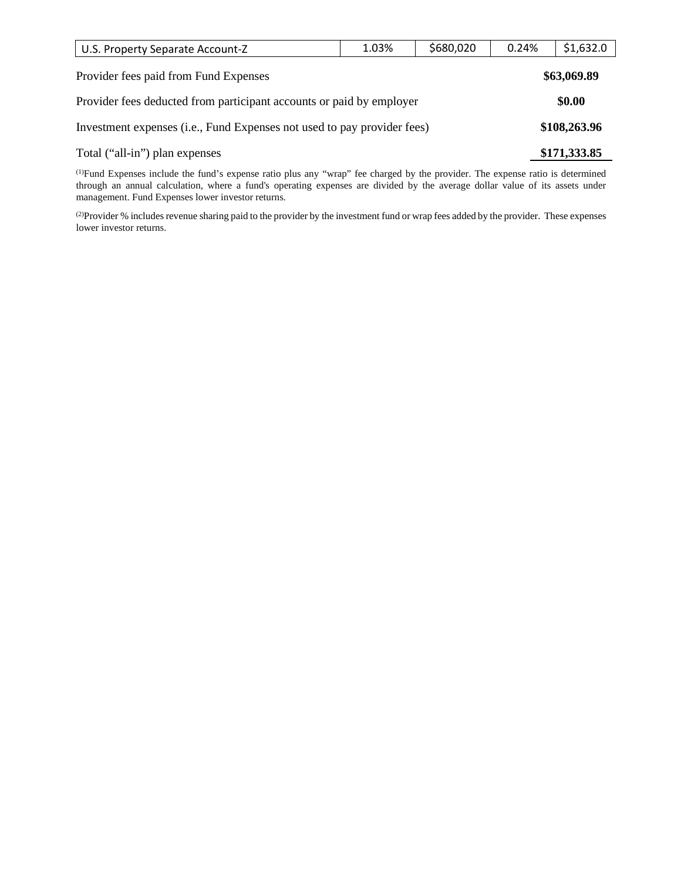| U.S. Property Separate Account-Z | 1.03% | $680,020 | 0.24% | $1,632.0 |
|---|---|---|---|---|

| | |
|---|---|
| Provider fees paid from Fund Expenses | **$63,069.89** |
| Provider fees deducted from participant accounts or paid by employer | **$0.00** |
| Investment expenses (i.e., Fund Expenses not used to pay provider fees) | **$108,263.96** |
| Total ("all-in") plan expenses | **$171,333.85** |

(1)Fund Expenses include the fund's expense ratio plus any "wrap" fee charged by the provider. The expense ratio is determined through an annual calculation, where a fund's operating expenses are divided by the average dollar value of its assets under management. Fund Expenses lower investor returns.

(2)Provider % includes revenue sharing paid to the provider by the investment fund or wrap fees added by the provider. These expenses lower investor returns.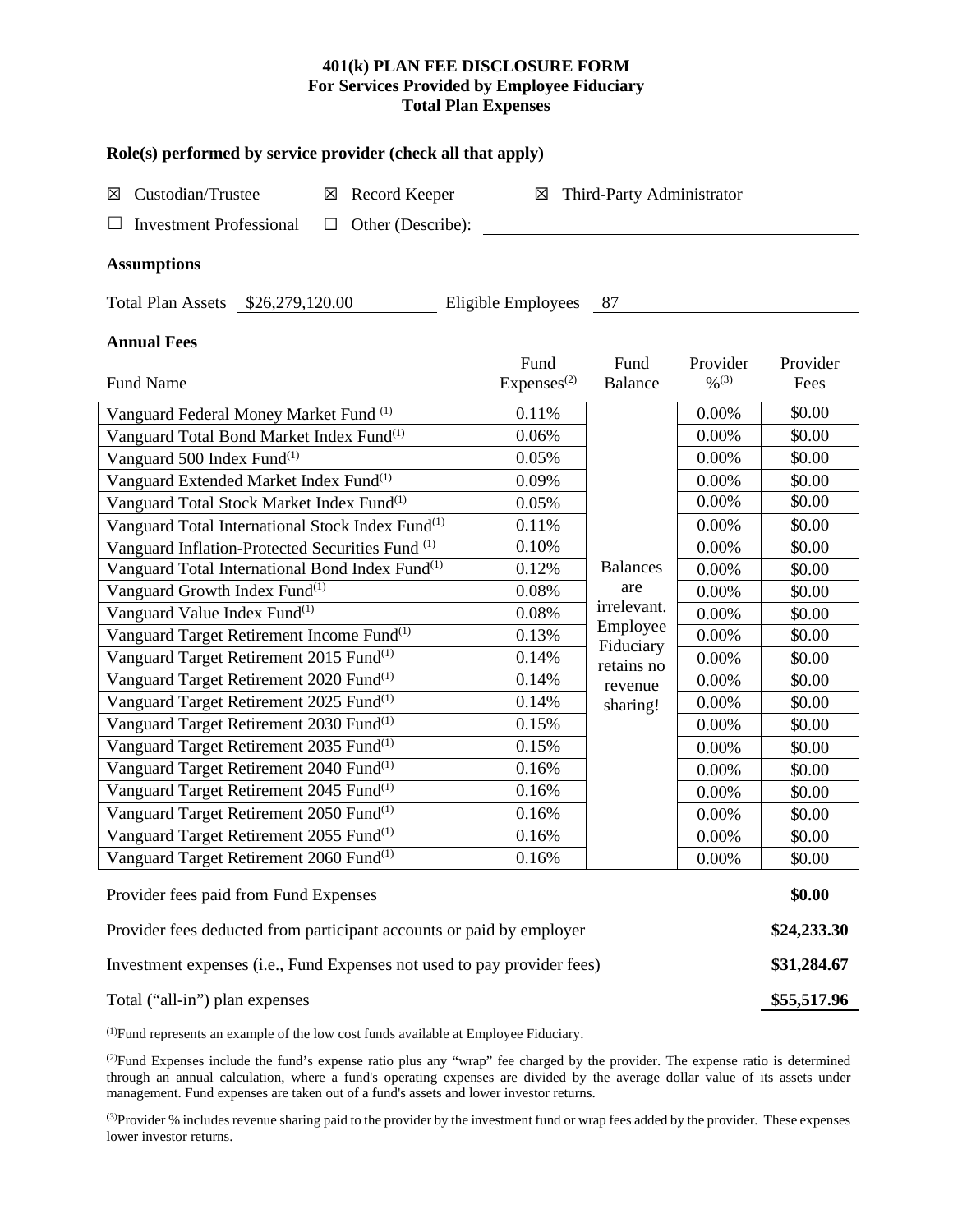# 401(k) PLAN FEE DISCLOSURE FORM
## For Services Provided by Employee Fiduciary
## Total Plan Expenses

### Role(s) performed by service provider (check all that apply)

☒ Custodian/Trustee ☒ Record Keeper ☒ Third-Party Administrator

☐ Investment Professional ☐ Other (Describe):

### Assumptions

Total Plan Assets $26,279,120.00 Eligible Employees 87

### Annual Fees

| Fund Name | Fund Expenses[2] | Fund Balance | Provider %[3] | Provider Fees |
|---|---|---|---|---|
| Vanguard Federal Money Market Fund [1] | 0.11% | Balances are irrelevant. Employee Fiduciary retains no revenue sharing! | 0.00% | $0.00 |
| Vanguard Total Bond Market Index Fund[1] | 0.06% | | 0.00% | $0.00 |
| Vanguard 500 Index Fund[1] | 0.05% | | 0.00% | $0.00 |
| Vanguard Extended Market Index Fund[1] | 0.09% | | 0.00% | $0.00 |
| Vanguard Total Stock Market Index Fund[1] | 0.05% | | 0.00% | $0.00 |
| Vanguard Total International Stock Index Fund[1] | 0.11% | | 0.00% | $0.00 |
| Vanguard Inflation-Protected Securities Fund [1] | 0.10% | | 0.00% | $0.00 |
| Vanguard Total International Bond Index Fund[1] | 0.12% | | 0.00% | $0.00 |
| Vanguard Growth Index Fund[1] | 0.08% | | 0.00% | $0.00 |
| Vanguard Value Index Fund[1] | 0.08% | | 0.00% | $0.00 |
| Vanguard Target Retirement Income Fund[1] | 0.13% | | 0.00% | $0.00 |
| Vanguard Target Retirement 2015 Fund[1] | 0.14% | | 0.00% | $0.00 |
| Vanguard Target Retirement 2020 Fund[1] | 0.14% | | 0.00% | $0.00 |
| Vanguard Target Retirement 2025 Fund[1] | 0.14% | | 0.00% | $0.00 |
| Vanguard Target Retirement 2030 Fund[1] | 0.15% | | 0.00% | $0.00 |
| Vanguard Target Retirement 2035 Fund[1] | 0.15% | | 0.00% | $0.00 |
| Vanguard Target Retirement 2040 Fund[1] | 0.16% | | 0.00% | $0.00 |
| Vanguard Target Retirement 2045 Fund[1] | 0.16% | | 0.00% | $0.00 |
| Vanguard Target Retirement 2050 Fund[1] | 0.16% | | 0.00% | $0.00 |
| Vanguard Target Retirement 2055 Fund[1] | 0.16% | | 0.00% | $0.00 |
| Vanguard Target Retirement 2060 Fund[1] | 0.16% | | 0.00% | $0.00 |

| | |
|---|---|
| Provider fees paid from Fund Expenses | **$0.00** |
| Provider fees deducted from participant accounts or paid by employer | **$24,233.30** |
| Investment expenses (i.e., Fund Expenses not used to pay provider fees) | **$31,284.67** |
| Total ("all-in") plan expenses | **$55,517.96** |

[1]Fund represents an example of the low cost funds available at Employee Fiduciary.

[2]Fund Expenses include the fund's expense ratio plus any "wrap" fee charged by the provider. The expense ratio is determined through an annual calculation, where a fund's operating expenses are divided by the average dollar value of its assets under management. Fund expenses are taken out of a fund's assets and lower investor returns.

[3]Provider % includes revenue sharing paid to the provider by the investment fund or wrap fees added by the provider. These expenses lower investor returns.